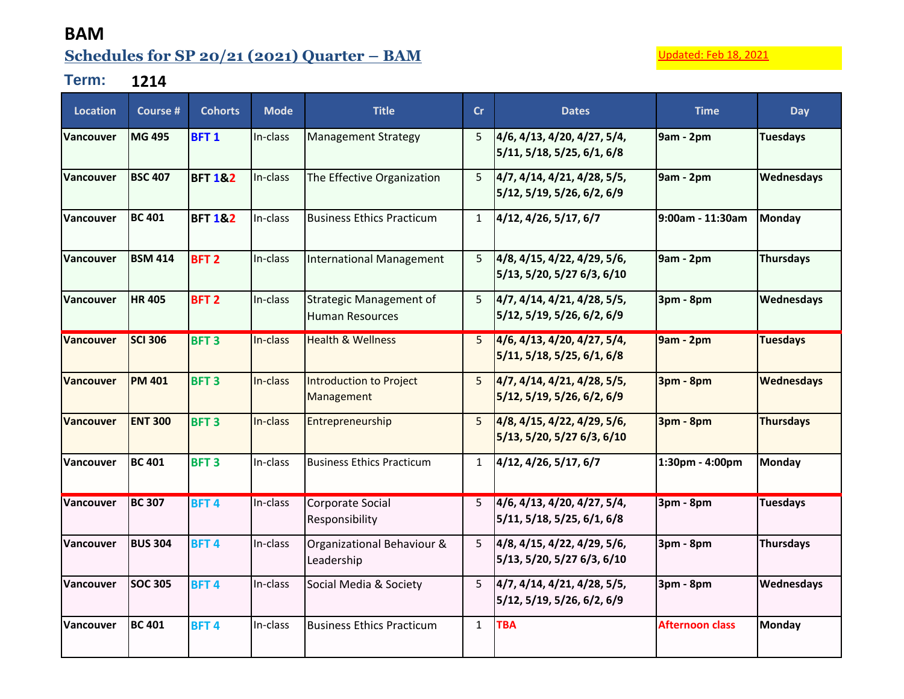# BAM

## Schedules for SP 20/21 (2021) Quarter – BAM

Updated: Feb 18, 2021

**Term: 1214**

| Location | Course # | Cohorts | Mode | Title | Cr | Dates | Time | Day |
|---|---|---|---|---|---|---|---|---|
| Vancouver | MG 495 | BFT 1 | In-class | Management Strategy | 5 | 4/6, 4/13, 4/20, 4/27, 5/4, 5/11, 5/18, 5/25, 6/1, 6/8 | 9am - 2pm | Tuesdays |
| Vancouver | BSC 407 | BFT 1&2 | In-class | The Effective Organization | 5 | 4/7, 4/14, 4/21, 4/28, 5/5, 5/12, 5/19, 5/26, 6/2, 6/9 | 9am - 2pm | Wednesdays |
| Vancouver | BC 401 | BFT 1&2 | In-class | Business Ethics Practicum | 1 | 4/12, 4/26, 5/17, 6/7 | 9:00am - 11:30am | Monday |
| Vancouver | BSM 414 | BFT 2 | In-class | International Management | 5 | 4/8, 4/15, 4/22, 4/29, 5/6, 5/13, 5/20, 5/27 6/3, 6/10 | 9am - 2pm | Thursdays |
| Vancouver | HR 405 | BFT 2 | In-class | Strategic Management of Human Resources | 5 | 4/7, 4/14, 4/21, 4/28, 5/5, 5/12, 5/19, 5/26, 6/2, 6/9 | 3pm - 8pm | Wednesdays |
| Vancouver | SCI 306 | BFT 3 | In-class | Health & Wellness | 5 | 4/6, 4/13, 4/20, 4/27, 5/4, 5/11, 5/18, 5/25, 6/1, 6/8 | 9am - 2pm | Tuesdays |
| Vancouver | PM 401 | BFT 3 | In-class | Introduction to Project Management | 5 | 4/7, 4/14, 4/21, 4/28, 5/5, 5/12, 5/19, 5/26, 6/2, 6/9 | 3pm - 8pm | Wednesdays |
| Vancouver | ENT 300 | BFT 3 | In-class | Entrepreneurship | 5 | 4/8, 4/15, 4/22, 4/29, 5/6, 5/13, 5/20, 5/27 6/3, 6/10 | 3pm - 8pm | Thursdays |
| Vancouver | BC 401 | BFT 3 | In-class | Business Ethics Practicum | 1 | 4/12, 4/26, 5/17, 6/7 | 1:30pm - 4:00pm | Monday |
| Vancouver | BC 307 | BFT 4 | In-class | Corporate Social Responsibility | 5 | 4/6, 4/13, 4/20, 4/27, 5/4, 5/11, 5/18, 5/25, 6/1, 6/8 | 3pm - 8pm | Tuesdays |
| Vancouver | BUS 304 | BFT 4 | In-class | Organizational Behaviour & Leadership | 5 | 4/8, 4/15, 4/22, 4/29, 5/6, 5/13, 5/20, 5/27 6/3, 6/10 | 3pm - 8pm | Thursdays |
| Vancouver | SOC 305 | BFT 4 | In-class | Social Media & Society | 5 | 4/7, 4/14, 4/21, 4/28, 5/5, 5/12, 5/19, 5/26, 6/2, 6/9 | 3pm - 8pm | Wednesdays |
| Vancouver | BC 401 | BFT 4 | In-class | Business Ethics Practicum | 1 | TBA | Afternoon class | Monday |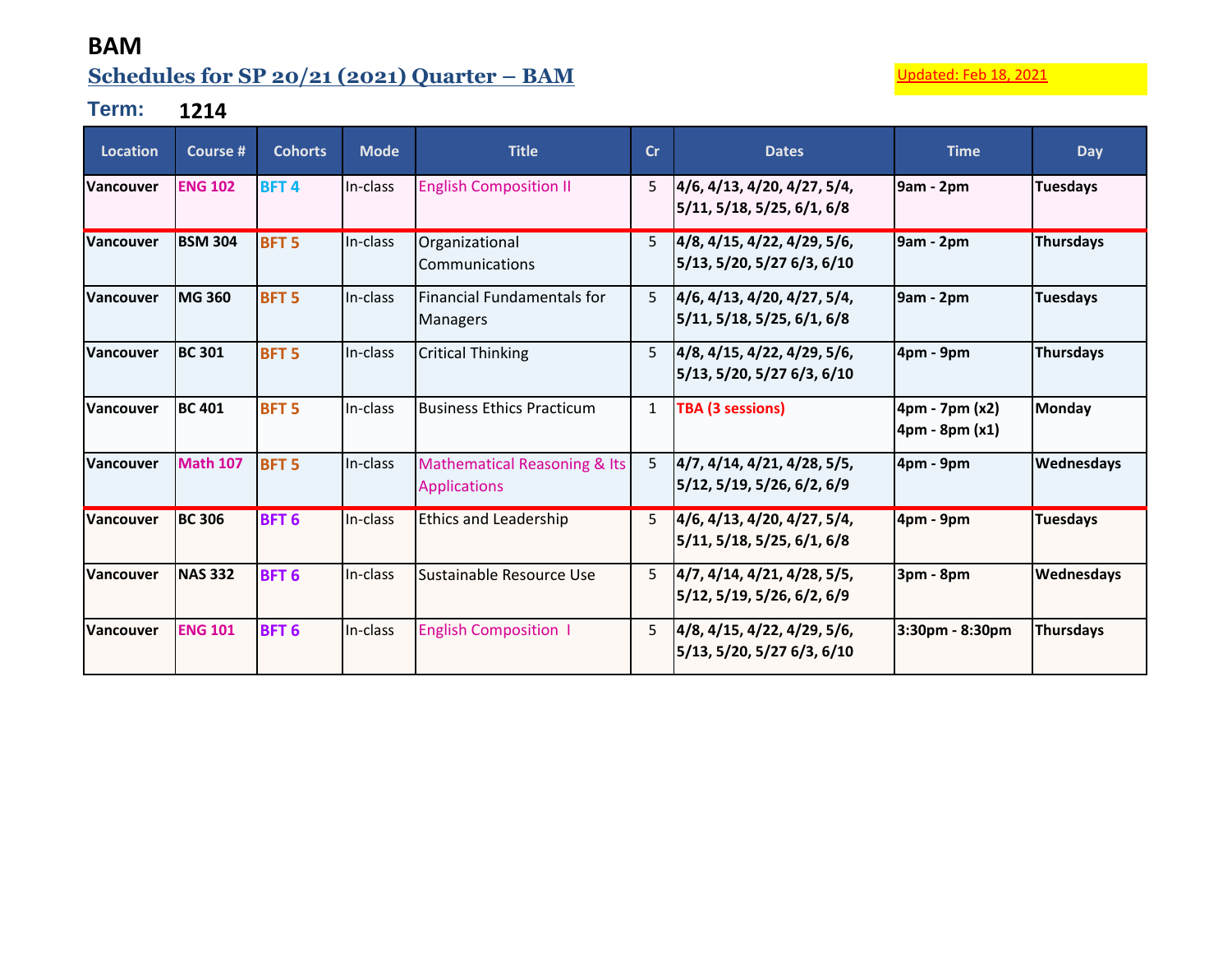# BAM

## Schedules for SP 20/21 (2021) Quarter – BAM

Updated: Feb 18, 2021

**Term:** **1214**

| Location | Course # | Cohorts | Mode | Title | Cr | Dates | Time | Day |
|---|---|---|---|---|---|---|---|---|
| **Vancouver** | **ENG 102** | **BFT 4** | In-class | English Composition II | 5 | **4/6, 4/13, 4/20, 4/27, 5/4, 5/11, 5/18, 5/25, 6/1, 6/8** | **9am - 2pm** | **Tuesdays** |
| **Vancouver** | **BSM 304** | **BFT 5** | In-class | Organizational Communications | 5 | **4/8, 4/15, 4/22, 4/29, 5/6, 5/13, 5/20, 5/27 6/3, 6/10** | **9am - 2pm** | **Thursdays** |
| **Vancouver** | **MG 360** | **BFT 5** | In-class | Financial Fundamentals for Managers | 5 | **4/6, 4/13, 4/20, 4/27, 5/4, 5/11, 5/18, 5/25, 6/1, 6/8** | **9am - 2pm** | **Tuesdays** |
| **Vancouver** | **BC 301** | **BFT 5** | In-class | Critical Thinking | 5 | **4/8, 4/15, 4/22, 4/29, 5/6, 5/13, 5/20, 5/27 6/3, 6/10** | **4pm - 9pm** | **Thursdays** |
| **Vancouver** | **BC 401** | **BFT 5** | In-class | Business Ethics Practicum | 1 | **TBA (3 sessions)** | **4pm - 7pm (x2) 4pm - 8pm (x1)** | **Monday** |
| **Vancouver** | **Math 107** | **BFT 5** | In-class | Mathematical Reasoning & Its Applications | 5 | **4/7, 4/14, 4/21, 4/28, 5/5, 5/12, 5/19, 5/26, 6/2, 6/9** | **4pm - 9pm** | **Wednesdays** |
| **Vancouver** | **BC 306** | **BFT 6** | In-class | Ethics and Leadership | 5 | **4/6, 4/13, 4/20, 4/27, 5/4, 5/11, 5/18, 5/25, 6/1, 6/8** | **4pm - 9pm** | **Tuesdays** |
| **Vancouver** | **NAS 332** | **BFT 6** | In-class | Sustainable Resource Use | 5 | **4/7, 4/14, 4/21, 4/28, 5/5, 5/12, 5/19, 5/26, 6/2, 6/9** | **3pm - 8pm** | **Wednesdays** |
| **Vancouver** | **ENG 101** | **BFT 6** | In-class | English Composition I | 5 | **4/8, 4/15, 4/22, 4/29, 5/6, 5/13, 5/20, 5/27 6/3, 6/10** | **3:30pm - 8:30pm** | **Thursdays** |